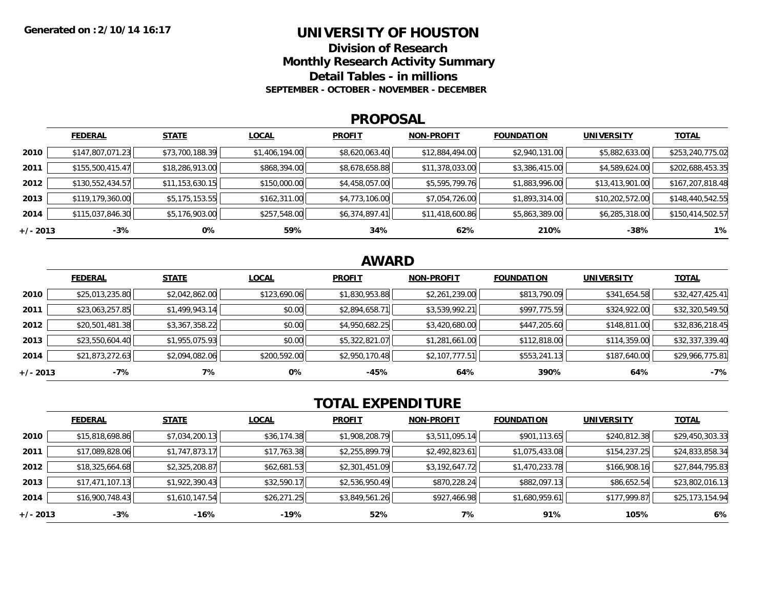Generated on :2/10/14 16:17

# UNIVERSITY OF HOUSTON

## Division of Research

## Monthly Research Activity Summary

## Detail Tables - in millions

**SEPTEMBER - OCTOBER - NOVEMBER - DECEMBER**

## PROPOSAL

| | FEDERAL | STATE | LOCAL | PROFIT | NON-PROFIT | FOUNDATION | UNIVERSITY | TOTAL |
|---|---|---|---|---|---|---|---|---|
| 2010 | $147,807,071.23 | $73,700,188.39 | $1,406,194.00 | $8,620,063.40 | $12,884,494.00 | $2,940,131.00 | $5,882,633.00 | $253,240,775.02 |
| 2011 | $155,500,415.47 | $18,286,913.00 | $868,394.00 | $8,678,658.88 | $11,378,033.00 | $3,386,415.00 | $4,589,624.00 | $202,688,453.35 |
| 2012 | $130,552,434.57 | $11,153,630.15 | $150,000.00 | $4,458,057.00 | $5,595,799.76 | $1,883,996.00 | $13,413,901.00 | $167,207,818.48 |
| 2013 | $119,179,360.00 | $5,175,153.55 | $162,311.00 | $4,773,106.00 | $7,054,726.00 | $1,893,314.00 | $10,202,572.00 | $148,440,542.55 |
| 2014 | $115,037,846.30 | $5,176,903.00 | $257,548.00 | $6,374,897.41 | $11,418,600.86 | $5,863,389.00 | $6,285,318.00 | $150,414,502.57 |
| +/- 2013 | -3% | 0% | 59% | 34% | 62% | 210% | -38% | 1% |

## AWARD

| | FEDERAL | STATE | LOCAL | PROFIT | NON-PROFIT | FOUNDATION | UNIVERSITY | TOTAL |
|---|---|---|---|---|---|---|---|---|
| 2010 | $25,013,235.80 | $2,042,862.00 | $123,690.06 | $1,830,953.88 | $2,261,239.00 | $813,790.09 | $341,654.58 | $32,427,425.41 |
| 2011 | $23,063,257.85 | $1,499,943.14 | $0.00 | $2,894,658.71 | $3,539,992.21 | $997,775.59 | $324,922.00 | $32,320,549.50 |
| 2012 | $20,501,481.38 | $3,367,358.22 | $0.00 | $4,950,682.25 | $3,420,680.00 | $447,205.60 | $148,811.00 | $32,836,218.45 |
| 2013 | $23,550,604.40 | $1,955,075.93 | $0.00 | $5,322,821.07 | $1,281,661.00 | $112,818.00 | $114,359.00 | $32,337,339.40 |
| 2014 | $21,873,272.63 | $2,094,082.06 | $200,592.00 | $2,950,170.48 | $2,107,777.51 | $553,241.13 | $187,640.00 | $29,966,775.81 |
| +/- 2013 | -7% | 7% | 0% | -45% | 64% | 390% | 64% | -7% |

## TOTAL EXPENDITURE

| | FEDERAL | STATE | LOCAL | PROFIT | NON-PROFIT | FOUNDATION | UNIVERSITY | TOTAL |
|---|---|---|---|---|---|---|---|---|
| 2010 | $15,818,698.86 | $7,034,200.13 | $36,174.38 | $1,908,208.79 | $3,511,095.14 | $901,113.65 | $240,812.38 | $29,450,303.33 |
| 2011 | $17,089,828.06 | $1,747,873.17 | $17,763.38 | $2,255,899.79 | $2,492,823.61 | $1,075,433.08 | $154,237.25 | $24,833,858.34 |
| 2012 | $18,325,664.68 | $2,325,208.87 | $62,681.53 | $2,301,451.09 | $3,192,647.72 | $1,470,233.78 | $166,908.16 | $27,844,795.83 |
| 2013 | $17,471,107.13 | $1,922,390.43 | $32,590.17 | $2,536,950.49 | $870,228.24 | $882,097.13 | $86,652.54 | $23,802,016.13 |
| 2014 | $16,900,748.43 | $1,610,147.54 | $26,271.25 | $3,849,561.26 | $927,466.98 | $1,680,959.61 | $177,999.87 | $25,173,154.94 |
| +/- 2013 | -3% | -16% | -19% | 52% | 7% | 91% | 105% | 6% |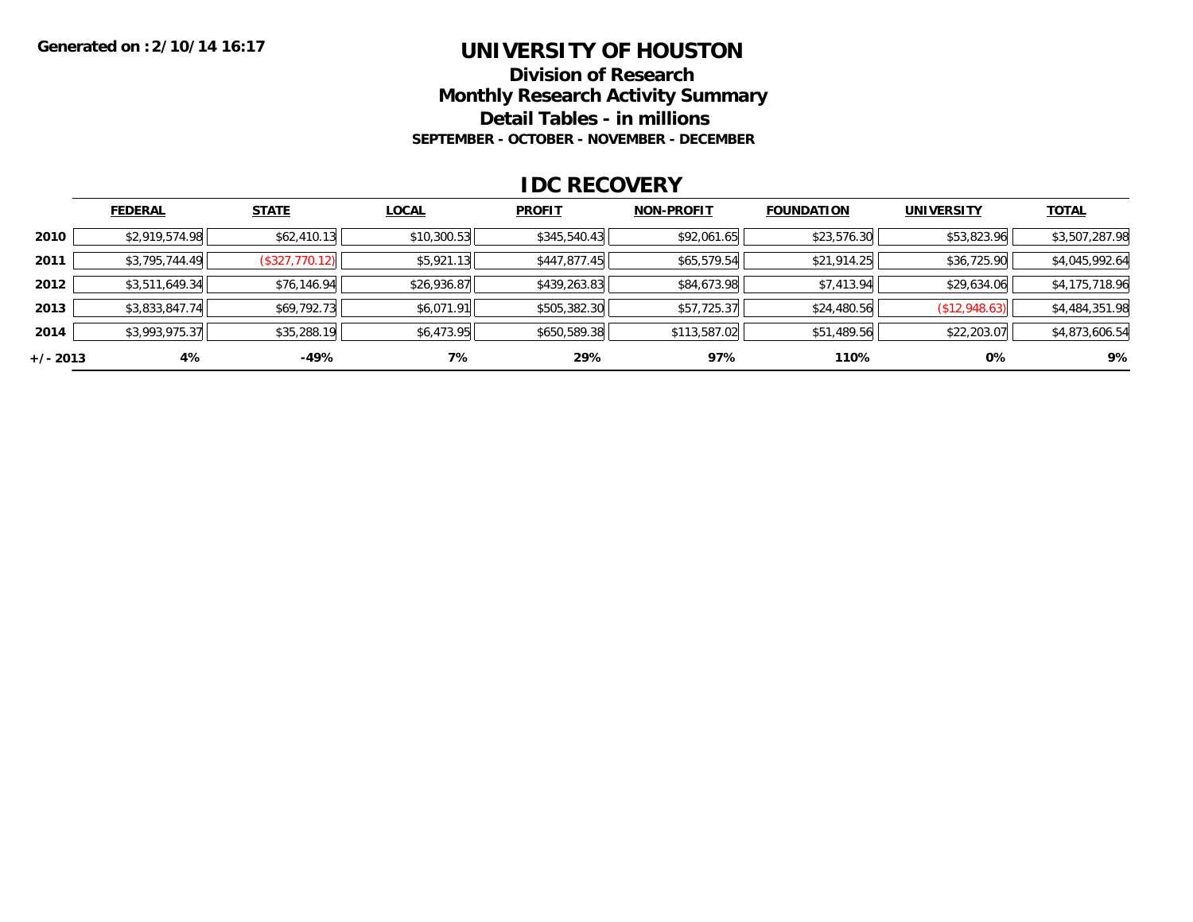Generated on :2/10/14 16:17

# UNIVERSITY OF HOUSTON

## Division of Research
## Monthly Research Activity Summary
## Detail Tables - in millions

**SEPTEMBER - OCTOBER - NOVEMBER - DECEMBER**

### IDC RECOVERY

| | FEDERAL | STATE | LOCAL | PROFIT | NON-PROFIT | FOUNDATION | UNIVERSITY | TOTAL |
|---|---|---|---|---|---|---|---|---|
| **2010** | $2,919,574.98 | $62,410.13 | $10,300.53 | $345,540.43 | $92,061.65 | $23,576.30 | $53,823.96 | $3,507,287.98 |
| **2011** | $3,795,744.49 | ($327,770.12) | $5,921.13 | $447,877.45 | $65,579.54 | $21,914.25 | $36,725.90 | $4,045,992.64 |
| **2012** | $3,511,649.34 | $76,146.94 | $26,936.87 | $439,263.83 | $84,673.98 | $7,413.94 | $29,634.06 | $4,175,718.96 |
| **2013** | $3,833,847.74 | $69,792.73 | $6,071.91 | $505,382.30 | $57,725.37 | $24,480.56 | ($12,948.63) | $4,484,351.98 |
| **2014** | $3,993,975.37 | $35,288.19 | $6,473.95 | $650,589.38 | $113,587.02 | $51,489.56 | $22,203.07 | $4,873,606.54 |
| **+/- 2013** | **4%** | **-49%** | **7%** | **29%** | **97%** | **110%** | **0%** | **9%** |